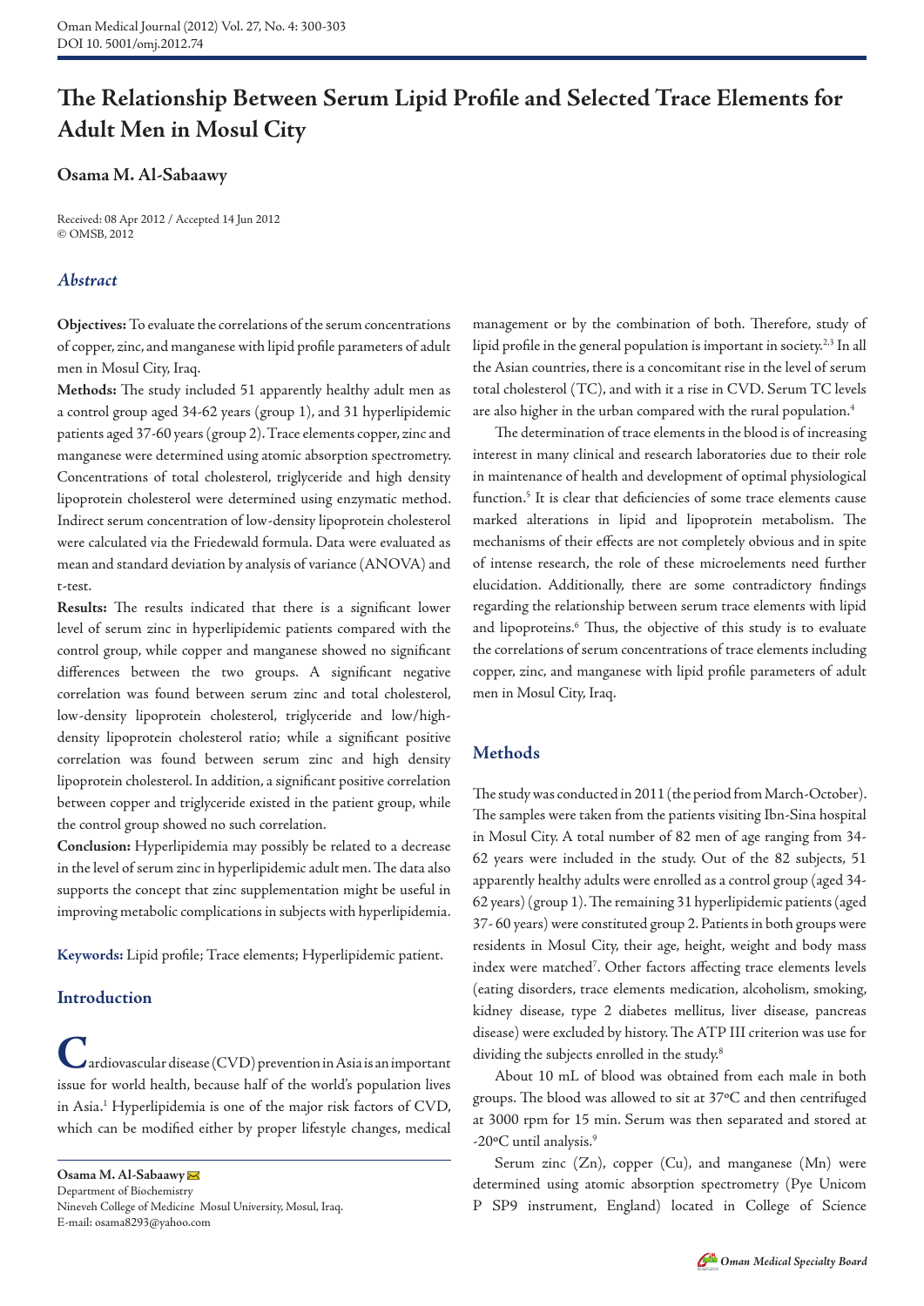# The Relationship Between Serum Lipid Profile and Selected Trace Elements for Adult Men in Mosul City

**Osama M. Al-Sabaawy**

Received: 08 Apr 2012 / Accepted 14 Jun 2012
© OMSB, 2012

## *Abstract*

**Objectives:** To evaluate the correlations of the serum concentrations of copper, zinc, and manganese with lipid profile parameters of adult men in Mosul City, Iraq.

**Methods:** The study included 51 apparently healthy adult men as a control group aged 34-62 years (group 1), and 31 hyperlipidemic patients aged 37-60 years (group 2). Trace elements copper, zinc and manganese were determined using atomic absorption spectrometry. Concentrations of total cholesterol, triglyceride and high density lipoprotein cholesterol were determined using enzymatic method. Indirect serum concentration of low-density lipoprotein cholesterol were calculated via the Friedewald formula. Data were evaluated as mean and standard deviation by analysis of variance (ANOVA) and t-test.

**Results:** The results indicated that there is a significant lower level of serum zinc in hyperlipidemic patients compared with the control group, while copper and manganese showed no significant differences between the two groups. A significant negative correlation was found between serum zinc and total cholesterol, low-density lipoprotein cholesterol, triglyceride and low/high-density lipoprotein cholesterol ratio; while a significant positive correlation was found between serum zinc and high density lipoprotein cholesterol. In addition, a significant positive correlation between copper and triglyceride existed in the patient group, while the control group showed no such correlation.

**Conclusion:** Hyperlipidemia may possibly be related to a decrease in the level of serum zinc in hyperlipidemic adult men. The data also supports the concept that zinc supplementation might be useful in improving metabolic complications in subjects with hyperlipidemia.

**Keywords:** Lipid profile; Trace elements; Hyperlipidemic patient.

## Introduction

Cardiovascular disease (CVD) prevention in Asia is an important issue for world health, because half of the world's population lives in Asia.[1] Hyperlipidemia is one of the major risk factors of CVD, which can be modified either by proper lifestyle changes, medical management or by the combination of both. Therefore, study of lipid profile in the general population is important in society.[2,3] In all the Asian countries, there is a concomitant rise in the level of serum total cholesterol (TC), and with it a rise in CVD. Serum TC levels are also higher in the urban compared with the rural population.[4]

The determination of trace elements in the blood is of increasing interest in many clinical and research laboratories due to their role in maintenance of health and development of optimal physiological function.[5] It is clear that deficiencies of some trace elements cause marked alterations in lipid and lipoprotein metabolism. The mechanisms of their effects are not completely obvious and in spite of intense research, the role of these microelements need further elucidation. Additionally, there are some contradictory findings regarding the relationship between serum trace elements with lipid and lipoproteins.[6] Thus, the objective of this study is to evaluate the correlations of serum concentrations of trace elements including copper, zinc, and manganese with lipid profile parameters of adult men in Mosul City, Iraq.

## Methods

The study was conducted in 2011 (the period from March-October). The samples were taken from the patients visiting Ibn-Sina hospital in Mosul City. A total number of 82 men of age ranging from 34-62 years were included in the study. Out of the 82 subjects, 51 apparently healthy adults were enrolled as a control group (aged 34-62 years) (group 1). The remaining 31 hyperlipidemic patients (aged 37- 60 years) were constituted group 2. Patients in both groups were residents in Mosul City, their age, height, weight and body mass index were matched[7]. Other factors affecting trace elements levels (eating disorders, trace elements medication, alcoholism, smoking, kidney disease, type 2 diabetes mellitus, liver disease, pancreas disease) were excluded by history. The ATP III criterion was use for dividing the subjects enrolled in the study.[8]

About 10 mL of blood was obtained from each male in both groups. The blood was allowed to sit at 37ºC and then centrifuged at 3000 rpm for 15 min. Serum was then separated and stored at -20ºC until analysis.[9]

Serum zinc (Zn), copper (Cu), and manganese (Mn) were determined using atomic absorption spectrometry (Pye Unicom P SP9 instrument, England) located in College of Science

**Osama M. Al-Sabaawy** ✉
Department of Biochemistry
Nineveh College of Medicine Mosul University, Mosul, Iraq.
E-mail: osama8293@yahoo.com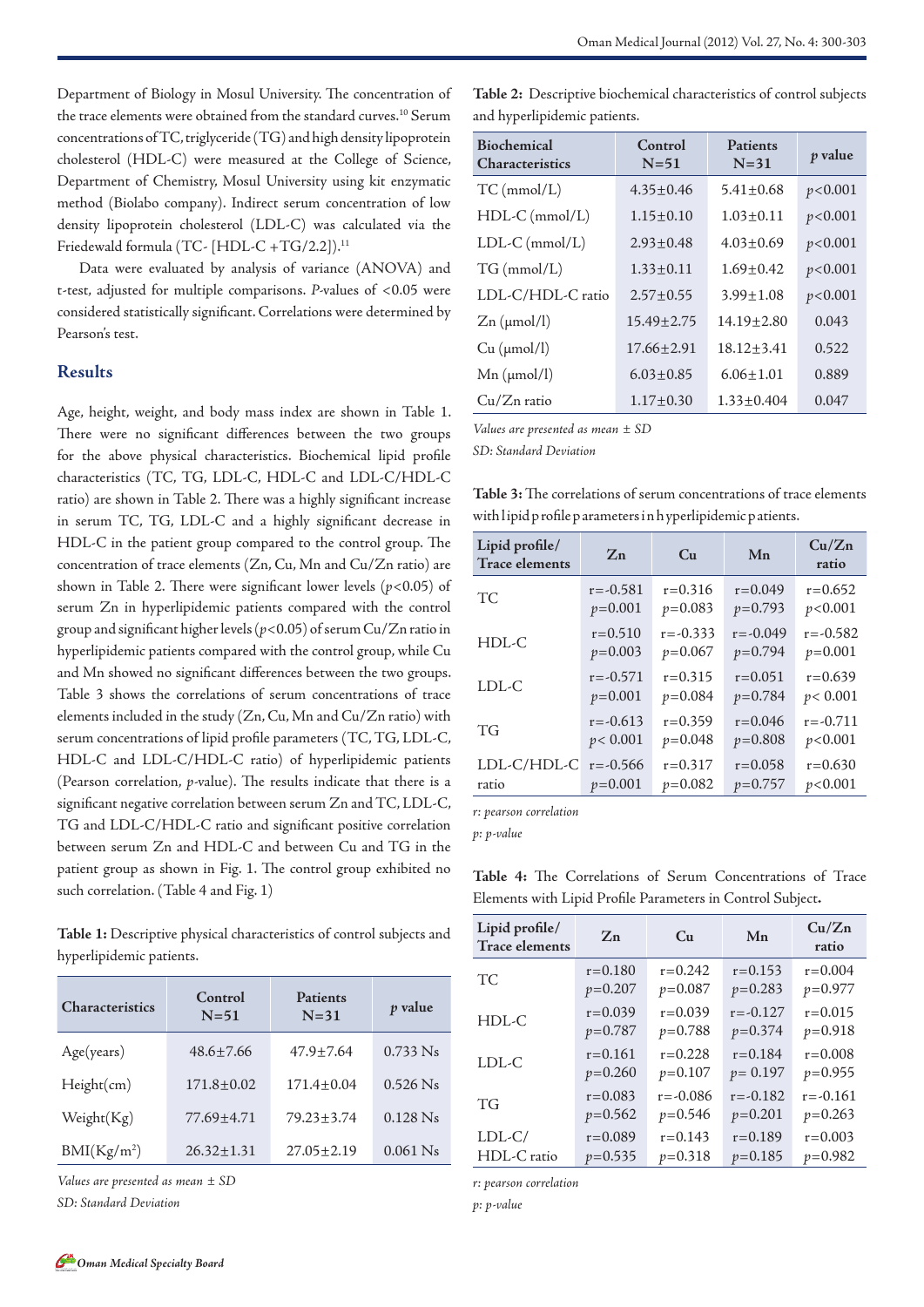Department of Biology in Mosul University. The concentration of the trace elements were obtained from the standard curves.[10] Serum concentrations of TC, triglyceride (TG) and high density lipoprotein cholesterol (HDL-C) were measured at the College of Science, Department of Chemistry, Mosul University using kit enzymatic method (Biolabo company). Indirect serum concentration of low density lipoprotein cholesterol (LDL-C) was calculated via the Friedewald formula (TC- [HDL-C +TG/2.2]).[11]

Data were evaluated by analysis of variance (ANOVA) and t-test, adjusted for multiple comparisons. *P*-values of <0.05 were considered statistically significant. Correlations were determined by Pearson's test.

## Results

Age, height, weight, and body mass index are shown in Table 1. There were no significant differences between the two groups for the above physical characteristics. Biochemical lipid profile characteristics (TC, TG, LDL-C, HDL-C and LDL-C/HDL-C ratio) are shown in Table 2. There was a highly significant increase in serum TC, TG, LDL-C and a highly significant decrease in HDL-C in the patient group compared to the control group. The concentration of trace elements (Zn, Cu, Mn and Cu/Zn ratio) are shown in Table 2. There were significant lower levels ($p<0.05$) of serum Zn in hyperlipidemic patients compared with the control group and significant higher levels ($p<0.05$) of serum Cu/Zn ratio in hyperlipidemic patients compared with the control group, while Cu and Mn showed no significant differences between the two groups. Table 3 shows the correlations of serum concentrations of trace elements included in the study (Zn, Cu, Mn and Cu/Zn ratio) with serum concentrations of lipid profile parameters (TC, TG, LDL-C, HDL-C and LDL-C/HDL-C ratio) of hyperlipidemic patients (Pearson correlation, *p*-value). The results indicate that there is a significant negative correlation between serum Zn and TC, LDL-C, TG and LDL-C/HDL-C ratio and significant positive correlation between serum Zn and HDL-C and between Cu and TG in the patient group as shown in Fig. 1. The control group exhibited no such correlation. (Table 4 and Fig. 1)

**Table 1:** Descriptive physical characteristics of control subjects and hyperlipidemic patients.

| Characteristics | Control N=51 | Patients N=31 | *p* value |
|---|---|---|---|
| Age(years) | 48.6±7.66 | 47.9±7.64 | 0.733 Ns |
| Height(cm) | 171.8±0.02 | 171.4±0.04 | 0.526 Ns |
| Weight(Kg) | 77.69±4.71 | 79.23±3.74 | 0.128 Ns |
| BMI(Kg/m$^2$) | 26.32±1.31 | 27.05±2.19 | 0.061 Ns |

*Values are presented as mean ± SD*

*SD: Standard Deviation*

**Table 2:** Descriptive biochemical characteristics of control subjects and hyperlipidemic patients.

| Biochemical Characteristics | Control N=51 | Patients N=31 | *p* value |
|---|---|---|---|
| TC (mmol/L) | 4.35±0.46 | 5.41±0.68 | $p<0.001$ |
| HDL-C (mmol/L) | 1.15±0.10 | 1.03±0.11 | $p<0.001$ |
| LDL-C (mmol/L) | 2.93±0.48 | 4.03±0.69 | $p<0.001$ |
| TG (mmol/L) | 1.33±0.11 | 1.69±0.42 | $p<0.001$ |
| LDL-C/HDL-C ratio | 2.57±0.55 | 3.99±1.08 | $p<0.001$ |
| Zn (μmol/l) | 15.49±2.75 | 14.19±2.80 | 0.043 |
| Cu (μmol/l) | 17.66±2.91 | 18.12±3.41 | 0.522 |
| Mn (μmol/l) | 6.03±0.85 | 6.06±1.01 | 0.889 |
| Cu/Zn ratio | 1.17±0.30 | 1.33±0.404 | 0.047 |

*Values are presented as mean ± SD*

*SD: Standard Deviation*

**Table 3:** The correlations of serum concentrations of trace elements with lipid profile parameters in hyperlipidemic patients.

| Lipid profile/ Trace elements | Zn | Cu | Mn | Cu/Zn ratio |
|---|---|---|---|---|
| TC | r=-0.581 $p$=0.001 | r=0.316 $p$=0.083 | r=0.049 $p$=0.793 | r=0.652 $p<0.001$ |
| HDL-C | r=0.510 $p$=0.003 | r=-0.333 $p$=0.067 | r=-0.049 $p$=0.794 | r=-0.582 $p$=0.001 |
| LDL-C | r=-0.571 $p$=0.001 | r=0.315 $p$=0.084 | r=0.051 $p$=0.784 | r=0.639 $p<0.001$ |
| TG | r=-0.613 $p<0.001$ | r=0.359 $p$=0.048 | r=0.046 $p$=0.808 | r=-0.711 $p<0.001$ |
| LDL-C/HDL-C ratio | r=-0.566 $p$=0.001 | r=0.317 $p$=0.082 | r=0.058 $p$=0.757 | r=0.630 $p<0.001$ |

*r: pearson correlation*

*p: p-value*

**Table 4:** The Correlations of Serum Concentrations of Trace Elements with Lipid Profile Parameters in Control Subject**.**

| Lipid profile/ Trace elements | Zn | Cu | Mn | Cu/Zn ratio |
|---|---|---|---|---|
| TC | r=0.180 $p$=0.207 | r=0.242 $p$=0.087 | r=0.153 $p$=0.283 | r=0.004 $p$=0.977 |
| HDL-C | r=0.039 $p$=0.787 | r=0.039 $p$=0.788 | r=-0.127 $p$=0.374 | r=0.015 $p$=0.918 |
| LDL-C | r=0.161 $p$=0.260 | r=0.228 $p$=0.107 | r=0.184 $p$= 0.197 | r=0.008 $p$=0.955 |
| TG | r=0.083 $p$=0.562 | r=-0.086 $p$=0.546 | r=-0.182 $p$=0.201 | r=-0.161 $p$=0.263 |
| LDL-C/ HDL-C ratio | r=0.089 $p$=0.535 | r=0.143 $p$=0.318 | r=0.189 $p$=0.185 | r=0.003 $p$=0.982 |

*r: pearson correlation*

*p: p-value*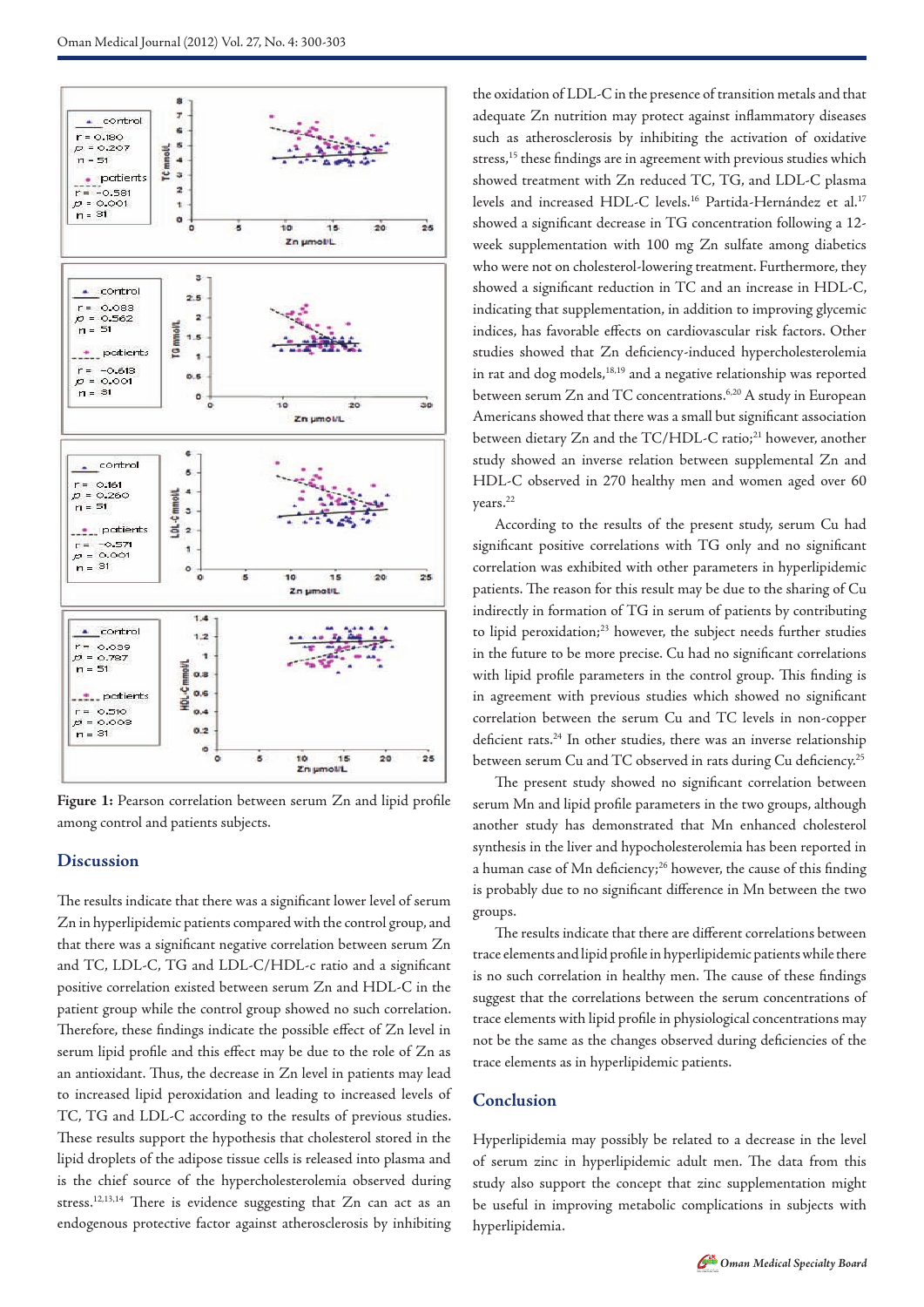**Figure 1:** Pearson correlation between serum Zn and lipid profile among control and patients subjects.

## Discussion

The results indicate that there was a significant lower level of serum Zn in hyperlipidemic patients compared with the control group, and that there was a significant negative correlation between serum Zn and TC, LDL-C, TG and LDL-C/HDL-c ratio and a significant positive correlation existed between serum Zn and HDL-C in the patient group while the control group showed no such correlation. Therefore, these findings indicate the possible effect of Zn level in serum lipid profile and this effect may be due to the role of Zn as an antioxidant. Thus, the decrease in Zn level in patients may lead to increased lipid peroxidation and leading to increased levels of TC, TG and LDL-C according to the results of previous studies. These results support the hypothesis that cholesterol stored in the lipid droplets of the adipose tissue cells is released into plasma and is the chief source of the hypercholesterolemia observed during stress.[12,13,14] There is evidence suggesting that Zn can act as an endogenous protective factor against atherosclerosis by inhibiting the oxidation of LDL-C in the presence of transition metals and that adequate Zn nutrition may protect against inflammatory diseases such as atherosclerosis by inhibiting the activation of oxidative stress,[15] these findings are in agreement with previous studies which showed treatment with Zn reduced TC, TG, and LDL-C plasma levels and increased HDL-C levels.[16] Partida-Hernández et al.[17] showed a significant decrease in TG concentration following a 12-week supplementation with 100 mg Zn sulfate among diabetics who were not on cholesterol-lowering treatment. Furthermore, they showed a significant reduction in TC and an increase in HDL-C, indicating that supplementation, in addition to improving glycemic indices, has favorable effects on cardiovascular risk factors. Other studies showed that Zn deficiency-induced hypercholesterolemia in rat and dog models,[18,19] and a negative relationship was reported between serum Zn and TC concentrations.[6,20] A study in European Americans showed that there was a small but significant association between dietary Zn and the TC/HDL-C ratio;[21] however, another study showed an inverse relation between supplemental Zn and HDL-C observed in 270 healthy men and women aged over 60 years.[22]

According to the results of the present study, serum Cu had significant positive correlations with TG only and no significant correlation was exhibited with other parameters in hyperlipidemic patients. The reason for this result may be due to the sharing of Cu indirectly in formation of TG in serum of patients by contributing to lipid peroxidation;[23] however, the subject needs further studies in the future to be more precise. Cu had no significant correlations with lipid profile parameters in the control group. This finding is in agreement with previous studies which showed no significant correlation between the serum Cu and TC levels in non-copper deficient rats.[24] In other studies, there was an inverse relationship between serum Cu and TC observed in rats during Cu deficiency.[25]

The present study showed no significant correlation between serum Mn and lipid profile parameters in the two groups, although another study has demonstrated that Mn enhanced cholesterol synthesis in the liver and hypocholesterolemia has been reported in a human case of Mn deficiency;[26] however, the cause of this finding is probably due to no significant difference in Mn between the two groups.

The results indicate that there are different correlations between trace elements and lipid profile in hyperlipidemic patients while there is no such correlation in healthy men. The cause of these findings suggest that the correlations between the serum concentrations of trace elements with lipid profile in physiological concentrations may not be the same as the changes observed during deficiencies of the trace elements as in hyperlipidemic patients.

## Conclusion

Hyperlipidemia may possibly be related to a decrease in the level of serum zinc in hyperlipidemic adult men. The data from this study also support the concept that zinc supplementation might be useful in improving metabolic complications in subjects with hyperlipidemia.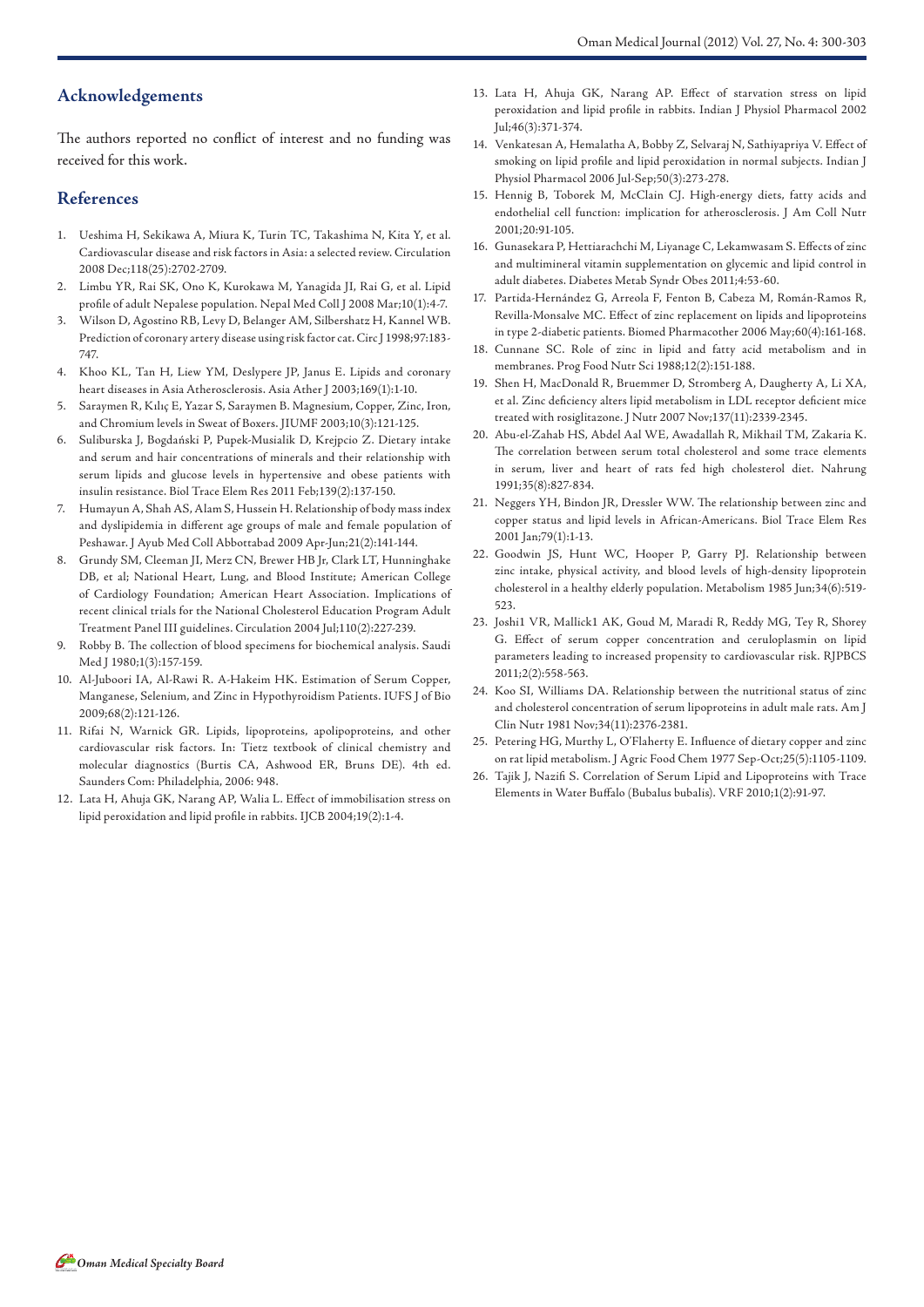## Acknowledgements

The authors reported no conflict of interest and no funding was received for this work.

## References

1. Ueshima H, Sekikawa A, Miura K, Turin TC, Takashima N, Kita Y, et al. Cardiovascular disease and risk factors in Asia: a selected review. Circulation 2008 Dec;118(25):2702-2709.
2. Limbu YR, Rai SK, Ono K, Kurokawa M, Yanagida JI, Rai G, et al. Lipid profile of adult Nepalese population. Nepal Med Coll J 2008 Mar;10(1):4-7.
3. Wilson D, Agostino RB, Levy D, Belanger AM, Silbershatz H, Kannel WB. Prediction of coronary artery disease using risk factor cat. Circ J 1998;97:183-747.
4. Khoo KL, Tan H, Liew YM, Deslypere JP, Janus E. Lipids and coronary heart diseases in Asia Atherosclerosis. Asia Ather J 2003;169(1):1-10.
5. Saraymen R, Kılıç E, Yazar S, Saraymen B. Magnesium, Copper, Zinc, Iron, and Chromium levels in Sweat of Boxers. JIUMF 2003;10(3):121-125.
6. Suliburska J, Bogdański P, Pupek-Musialik D, Krejpcio Z. Dietary intake and serum and hair concentrations of minerals and their relationship with serum lipids and glucose levels in hypertensive and obese patients with insulin resistance. Biol Trace Elem Res 2011 Feb;139(2):137-150.
7. Humayun A, Shah AS, Alam S, Hussein H. Relationship of body mass index and dyslipidemia in different age groups of male and female population of Peshawar. J Ayub Med Coll Abbottabad 2009 Apr-Jun;21(2):141-144.
8. Grundy SM, Cleeman JI, Merz CN, Brewer HB Jr, Clark LT, Hunninghake DB, et al; National Heart, Lung, and Blood Institute; American College of Cardiology Foundation; American Heart Association. Implications of recent clinical trials for the National Cholesterol Education Program Adult Treatment Panel III guidelines. Circulation 2004 Jul;110(2):227-239.
9. Robby B. The collection of blood specimens for biochemical analysis. Saudi Med J 1980;1(3):157-159.
10. Al-Juboori IA, Al-Rawi R. A-Hakeim HK. Estimation of Serum Copper, Manganese, Selenium, and Zinc in Hypothyroidism Patients. IUFS J of Bio 2009;68(2):121-126.
11. Rifai N, Warnick GR. Lipids, lipoproteins, apolipoproteins, and other cardiovascular risk factors. In: Tietz textbook of clinical chemistry and molecular diagnostics (Burtis CA, Ashwood ER, Bruns DE). 4th ed. Saunders Com: Philadelphia, 2006: 948.
12. Lata H, Ahuja GK, Narang AP, Walia L. Effect of immobilisation stress on lipid peroxidation and lipid profile in rabbits. IJCB 2004;19(2):1-4.
13. Lata H, Ahuja GK, Narang AP. Effect of starvation stress on lipid peroxidation and lipid profile in rabbits. Indian J Physiol Pharmacol 2002 Jul;46(3):371-374.
14. Venkatesan A, Hemalatha A, Bobby Z, Selvaraj N, Sathiyapriya V. Effect of smoking on lipid profile and lipid peroxidation in normal subjects. Indian J Physiol Pharmacol 2006 Jul-Sep;50(3):273-278.
15. Hennig B, Toborek M, McClain CJ. High-energy diets, fatty acids and endothelial cell function: implication for atherosclerosis. J Am Coll Nutr 2001;20:91-105.
16. Gunasekara P, Hettiarachchi M, Liyanage C, Lekamwasam S. Effects of zinc and multimineral vitamin supplementation on glycemic and lipid control in adult diabetes. Diabetes Metab Syndr Obes 2011;4:53-60.
17. Partida-Hernández G, Arreola F, Fenton B, Cabeza M, Román-Ramos R, Revilla-Monsalve MC. Effect of zinc replacement on lipids and lipoproteins in type 2-diabetic patients. Biomed Pharmacother 2006 May;60(4):161-168.
18. Cunnane SC. Role of zinc in lipid and fatty acid metabolism and in membranes. Prog Food Nutr Sci 1988;12(2):151-188.
19. Shen H, MacDonald R, Bruemmer D, Stromberg A, Daugherty A, Li XA, et al. Zinc deficiency alters lipid metabolism in LDL receptor deficient mice treated with rosiglitazone. J Nutr 2007 Nov;137(11):2339-2345.
20. Abu-el-Zahab HS, Abdel Aal WE, Awadallah R, Mikhail TM, Zakaria K. The correlation between serum total cholesterol and some trace elements in serum, liver and heart of rats fed high cholesterol diet. Nahrung 1991;35(8):827-834.
21. Neggers YH, Bindon JR, Dressler WW. The relationship between zinc and copper status and lipid levels in African-Americans. Biol Trace Elem Res 2001 Jan;79(1):1-13.
22. Goodwin JS, Hunt WC, Hooper P, Garry PJ. Relationship between zinc intake, physical activity, and blood levels of high-density lipoprotein cholesterol in a healthy elderly population. Metabolism 1985 Jun;34(6):519-523.
23. Joshi1 VR, Mallick1 AK, Goud M, Maradi R, Reddy MG, Tey R, Shorey G. Effect of serum copper concentration and ceruloplasmin on lipid parameters leading to increased propensity to cardiovascular risk. RJPBCS 2011;2(2):558-563.
24. Koo SI, Williams DA. Relationship between the nutritional status of zinc and cholesterol concentration of serum lipoproteins in adult male rats. Am J Clin Nutr 1981 Nov;34(11):2376-2381.
25. Petering HG, Murthy L, O'Flaherty E. Influence of dietary copper and zinc on rat lipid metabolism. J Agric Food Chem 1977 Sep-Oct;25(5):1105-1109.
26. Tajik J, Nazifi S. Correlation of Serum Lipid and Lipoproteins with Trace Elements in Water Buffalo (Bubalus bubalis). VRF 2010;1(2):91-97.